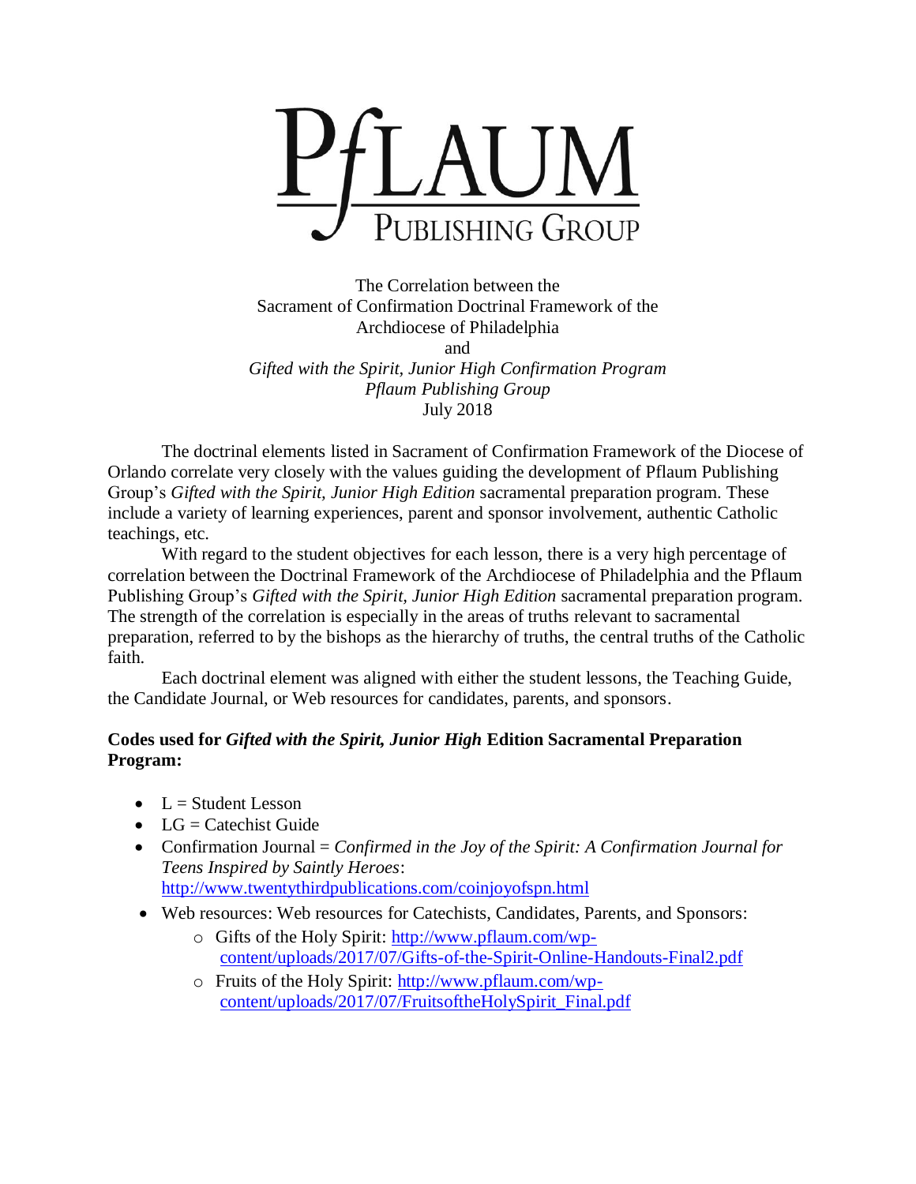# PFLAUM PUBLISHING GROUP

The Correlation between the
Sacrament of Confirmation Doctrinal Framework of the
Archdiocese of Philadelphia
and
*Gifted with the Spirit, Junior High Confirmation Program*
*Pflaum Publishing Group*
July 2018

The doctrinal elements listed in Sacrament of Confirmation Framework of the Diocese of Orlando correlate very closely with the values guiding the development of Pflaum Publishing Group's *Gifted with the Spirit, Junior High Edition* sacramental preparation program. These include a variety of learning experiences, parent and sponsor involvement, authentic Catholic teachings, etc.

With regard to the student objectives for each lesson, there is a very high percentage of correlation between the Doctrinal Framework of the Archdiocese of Philadelphia and the Pflaum Publishing Group's *Gifted with the Spirit, Junior High Edition* sacramental preparation program. The strength of the correlation is especially in the areas of truths relevant to sacramental preparation, referred to by the bishops as the hierarchy of truths, the central truths of the Catholic faith.

Each doctrinal element was aligned with either the student lessons, the Teaching Guide, the Candidate Journal, or Web resources for candidates, parents, and sponsors.

**Codes used for *Gifted with the Spirit, Junior High* Edition Sacramental Preparation Program:**

- L = Student Lesson
- LG = Catechist Guide
- Confirmation Journal = *Confirmed in the Joy of the Spirit: A Confirmation Journal for Teens Inspired by Saintly Heroes*: http://www.twentythirdpublications.com/coinjoyofspn.html
- Web resources: Web resources for Catechists, Candidates, Parents, and Sponsors:
  - Gifts of the Holy Spirit: http://www.pflaum.com/wp-content/uploads/2017/07/Gifts-of-the-Spirit-Online-Handouts-Final2.pdf
  - Fruits of the Holy Spirit: http://www.pflaum.com/wp-content/uploads/2017/07/FruitsoftheHolySpirit_Final.pdf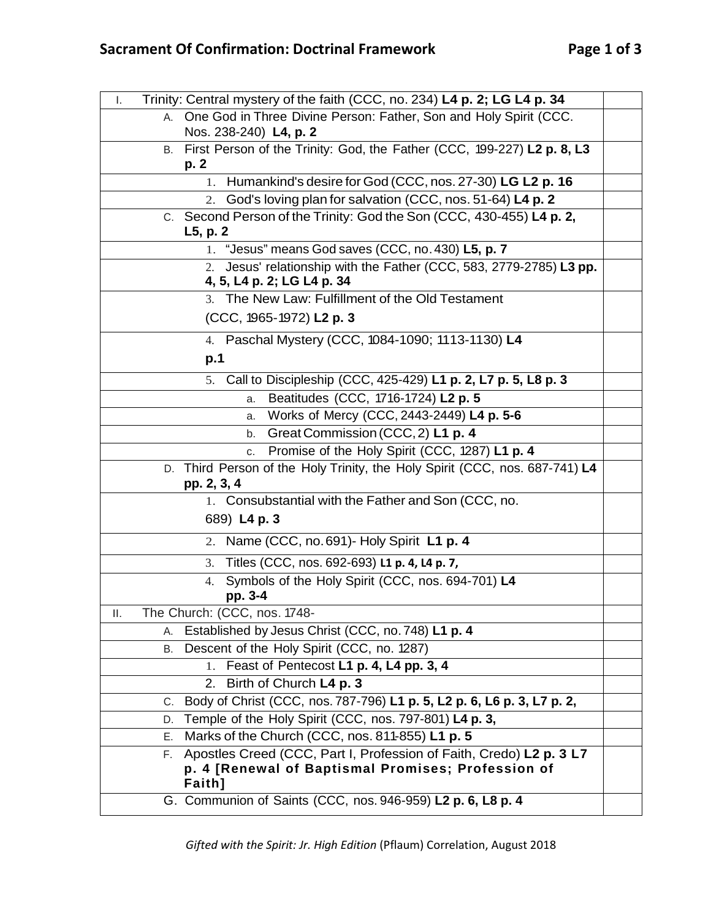## Sacrament Of Confirmation: Doctrinal Framework

| | |
|---|---|
| I. Trinity: Central mystery of the faith (CCC, no. 234) **L4 p. 2; LG L4 p. 34** | |
| A. One God in Three Divine Person: Father, Son and Holy Spirit (CCC. Nos. 238-240) **L4, p. 2** | |
| B. First Person of the Trinity: God, the Father (CCC, 199-227) **L2 p. 8, L3 p. 2** | |
| 1. Humankind's desire for God (CCC, nos. 27-30) **LG L2 p. 16** | |
| 2. God's loving plan for salvation (CCC, nos. 51-64) **L4 p. 2** | |
| C. Second Person of the Trinity: God the Son (CCC, 430-455) **L4 p. 2, L5, p. 2** | |
| 1. "Jesus" means God saves (CCC, no. 430) **L5, p. 7** | |
| 2. Jesus' relationship with the Father (CCC, 583, 2779-2785) **L3 pp. 4, 5, L4 p. 2; LG L4 p. 34** | |
| 3. The New Law: Fulfillment of the Old Testament (CCC, 1965-1972) **L2 p. 3** | |
| 4. Paschal Mystery (CCC, 1084-1090; 1113-1130) **L4 p.1** | |
| 5. Call to Discipleship (CCC, 425-429) **L1 p. 2, L7 p. 5, L8 p. 3** | |
| a. Beatitudes (CCC, 1716-1724) **L2 p. 5** | |
| a. Works of Mercy (CCC, 2443-2449) **L4 p. 5-6** | |
| b. Great Commission (CCC, 2) **L1 p. 4** | |
| c. Promise of the Holy Spirit (CCC, 1287) **L1 p. 4** | |
| D. Third Person of the Holy Trinity, the Holy Spirit (CCC, nos. 687-741) **L4 pp. 2, 3, 4** | |
| 1. Consubstantial with the Father and Son (CCC, no. 689) **L4 p. 3** | |
| 2. Name (CCC, no. 691)- Holy Spirit **L1 p. 4** | |
| 3. Titles (CCC, nos. 692-693) **L1 p. 4, L4 p. 7,** | |
| 4. Symbols of the Holy Spirit (CCC, nos. 694-701) **L4 pp. 3-4** | |
| II. The Church: (CCC, nos. 1748- | |
| A. Established by Jesus Christ (CCC, no. 748) **L1 p. 4** | |
| B. Descent of the Holy Spirit (CCC, no. 1287) | |
| 1. Feast of Pentecost **L1 p. 4, L4 pp. 3, 4** | |
| 2. Birth of Church **L4 p. 3** | |
| C. Body of Christ (CCC, nos. 787-796) **L1 p. 5, L2 p. 6, L6 p. 3, L7 p. 2,** | |
| D. Temple of the Holy Spirit (CCC, nos. 797-801) **L4 p. 3,** | |
| E. Marks of the Church (CCC, nos. 811-855) **L1 p. 5** | |
| F. Apostles Creed (CCC, Part I, Profession of Faith, Credo) **L2 p. 3 L7 p. 4 [Renewal of Baptismal Promises; Profession of Faith]** | |
| G. Communion of Saints (CCC, nos. 946-959) **L2 p. 6, L8 p. 4** | |

*Gifted with the Spirit: Jr. High Edition* (Pflaum) Correlation, August 2018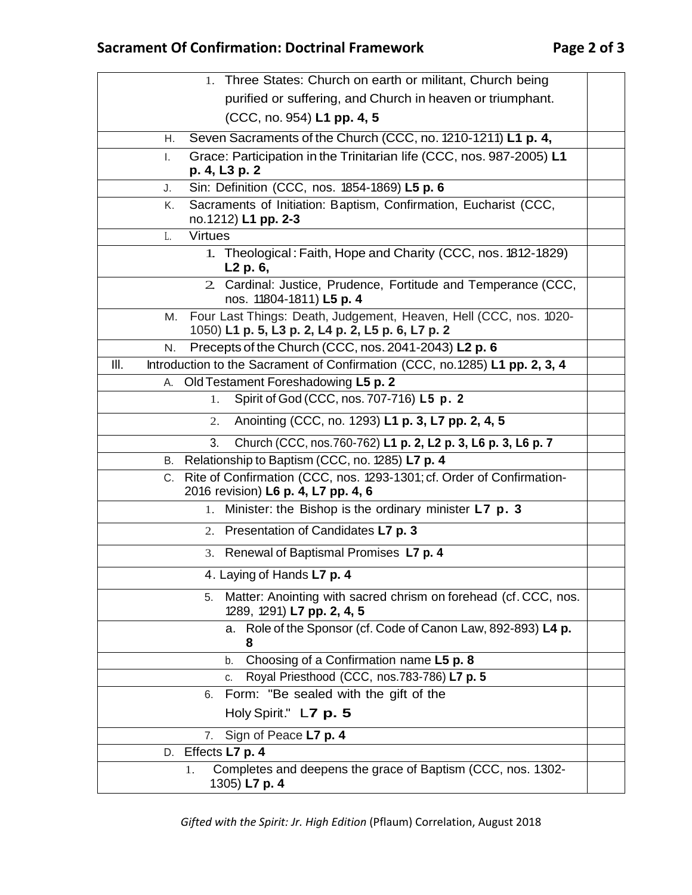| | |
|---|---|
| 1. Three States: Church on earth or militant, Church being purified or suffering, and Church in heaven or triumphant. (CCC, no. 954) **L1 pp. 4, 5** | |
| H. Seven Sacraments of the Church (CCC, no. 1210-1211) **L1 p. 4,** | |
| I. Grace: Participation in the Trinitarian life (CCC, nos. 987-2005) **L1 p. 4, L3 p. 2** | |
| J. Sin: Definition (CCC, nos. 1854-1869) **L5 p. 6** | |
| K. Sacraments of Initiation: Baptism, Confirmation, Eucharist (CCC, no.1212) **L1 pp. 2-3** | |
| L. Virtues | |
| 1. Theological: Faith, Hope and Charity (CCC, nos. 1812-1829) **L2 p. 6,** | |
| 2. Cardinal: Justice, Prudence, Fortitude and Temperance (CCC, nos. 11804-1811) **L5 p. 4** | |
| M. Four Last Things: Death, Judgement, Heaven, Hell (CCC, nos. 1020-1050) **L1 p. 5, L3 p. 2, L4 p. 2, L5 p. 6, L7 p. 2** | |
| N. Precepts of the Church (CCC, nos. 2041-2043) **L2 p. 6** | |
| III. Introduction to the Sacrament of Confirmation (CCC, no.1285) **L1 pp. 2, 3, 4** | |
| A. Old Testament Foreshadowing **L5 p. 2** | |
| 1. Spirit of God (CCC, nos. 707-716) **L5 p. 2** | |
| 2. Anointing (CCC, no. 1293) **L1 p. 3, L7 pp. 2, 4, 5** | |
| 3. Church (CCC, nos.760-762) **L1 p. 2, L2 p. 3, L6 p. 3, L6 p. 7** | |
| B. Relationship to Baptism (CCC, no. 1285) **L7 p. 4** | |
| C. Rite of Confirmation (CCC, nos. 1293-1301; cf. Order of Confirmation-2016 revision) **L6 p. 4, L7 pp. 4, 6** | |
| 1. Minister: the Bishop is the ordinary minister **L7 p. 3** | |
| 2. Presentation of Candidates **L7 p. 3** | |
| 3. Renewal of Baptismal Promises **L7 p. 4** | |
| 4. Laying of Hands **L7 p. 4** | |
| 5. Matter: Anointing with sacred chrism on forehead (cf. CCC, nos. 1289, 1291) **L7 pp. 2, 4, 5** | |
| a. Role of the Sponsor (cf. Code of Canon Law, 892-893) **L4 p. 8** | |
| b. Choosing of a Confirmation name **L5 p. 8** | |
| c. Royal Priesthood (CCC, nos.783-786) **L7 p. 5** | |
| 6. Form: "Be sealed with the gift of the Holy Spirit." **L7 p. 5** | |
| 7. Sign of Peace **L7 p. 4** | |
| D. Effects **L7 p. 4** | |
| 1. Completes and deepens the grace of Baptism (CCC, nos. 1302-1305) **L7 p. 4** | |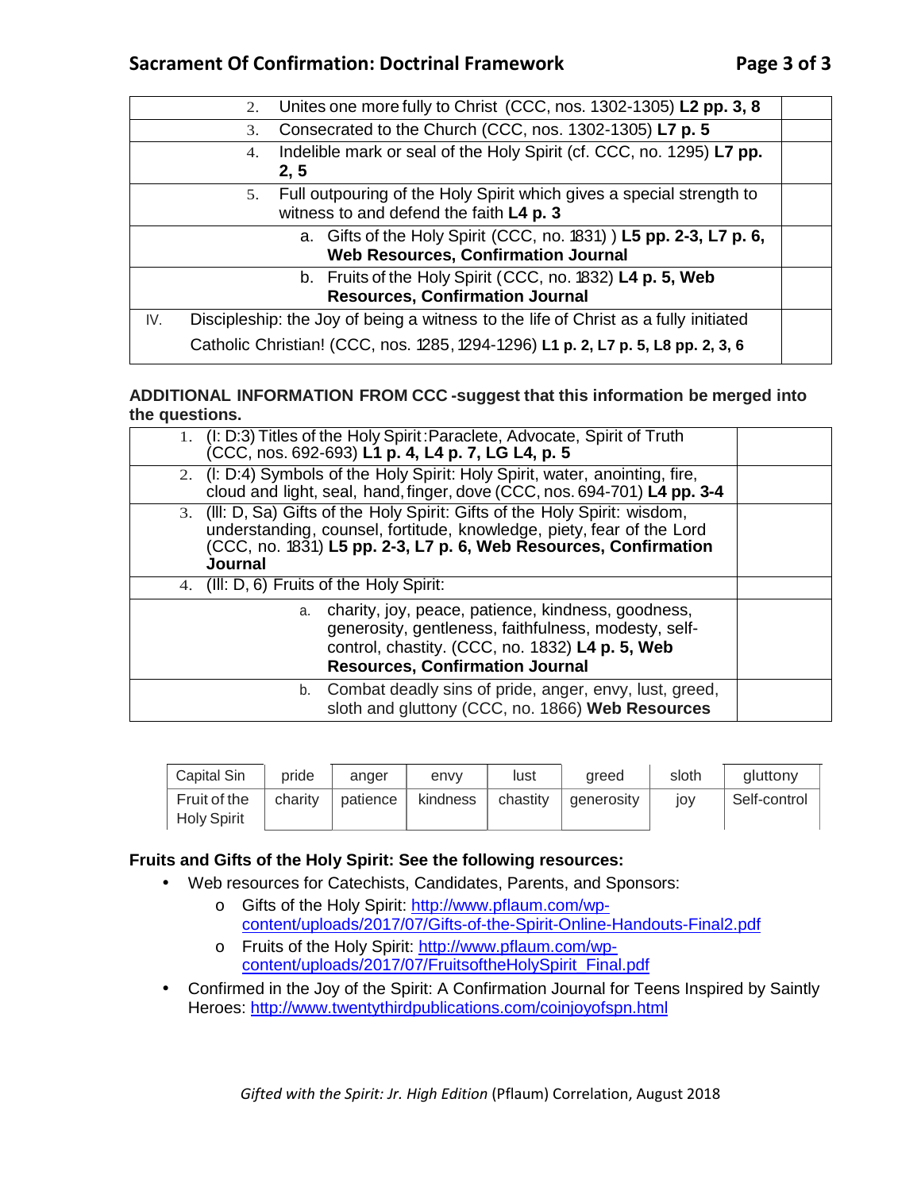| | |
|---|---|
| 2. Unites one more fully to Christ (CCC, nos. 1302-1305) **L2 pp. 3, 8** | |
| 3. Consecrated to the Church (CCC, nos. 1302-1305) **L7 p. 5** | |
| 4. Indelible mark or seal of the Holy Spirit (cf. CCC, no. 1295) **L7 pp. 2, 5** | |
| 5. Full outpouring of the Holy Spirit which gives a special strength to witness to and defend the faith **L4 p. 3** | |
| a. Gifts of the Holy Spirit (CCC, no. 1831) ) **L5 pp. 2-3, L7 p. 6, Web Resources, Confirmation Journal** | |
| b. Fruits of the Holy Spirit (CCC, no. 1832) **L4 p. 5, Web Resources, Confirmation Journal** | |
| IV. Discipleship: the Joy of being a witness to the life of Christ as a fully initiated Catholic Christian! (CCC, nos. 1285, 1294-1296) **L1 p. 2, L7 p. 5, L8 pp. 2, 3, 6** | |

**ADDITIONAL INFORMATION FROM CCC -suggest that this information be merged into the questions.**

| | |
|---|---|
| 1. (I: D:3) Titles of the Holy Spirit: Paraclete, Advocate, Spirit of Truth (CCC, nos. 692-693) **L1 p. 4, L4 p. 7, LG L4, p. 5** | |
| 2. (I: D:4) Symbols of the Holy Spirit: Holy Spirit, water, anointing, fire, cloud and light, seal, hand, finger, dove (CCC, nos. 694-701) **L4 pp. 3-4** | |
| 3. (III: D, Sa) Gifts of the Holy Spirit: Gifts of the Holy Spirit: wisdom, understanding, counsel, fortitude, knowledge, piety, fear of the Lord (CCC, no. 1831) **L5 pp. 2-3, L7 p. 6, Web Resources, Confirmation Journal** | |
| 4. (III: D, 6) Fruits of the Holy Spirit: | |
| a. charity, joy, peace, patience, kindness, goodness, generosity, gentleness, faithfulness, modesty, self-control, chastity. (CCC, no. 1832) **L4 p. 5, Web Resources, Confirmation Journal** | |
| b. Combat deadly sins of pride, anger, envy, lust, greed, sloth and gluttony (CCC, no. 1866) **Web Resources** | |

| Capital Sin | pride | anger | envy | lust | greed | sloth | gluttony |
|---|---|---|---|---|---|---|---|
| Fruit of the Holy Spirit | charity | patience | kindness | chastity | generosity | joy | Self-control |

**Fruits and Gifts of the Holy Spirit: See the following resources:**

- Web resources for Catechists, Candidates, Parents, and Sponsors:
  - Gifts of the Holy Spirit: http://www.pflaum.com/wp-content/uploads/2017/07/Gifts-of-the-Spirit-Online-Handouts-Final2.pdf
  - Fruits of the Holy Spirit: http://www.pflaum.com/wp-content/uploads/2017/07/FruitsoftheHolySpirit_Final.pdf
- Confirmed in the Joy of the Spirit: A Confirmation Journal for Teens Inspired by Saintly Heroes: http://www.twentythirdpublications.com/coinjoyofspn.html